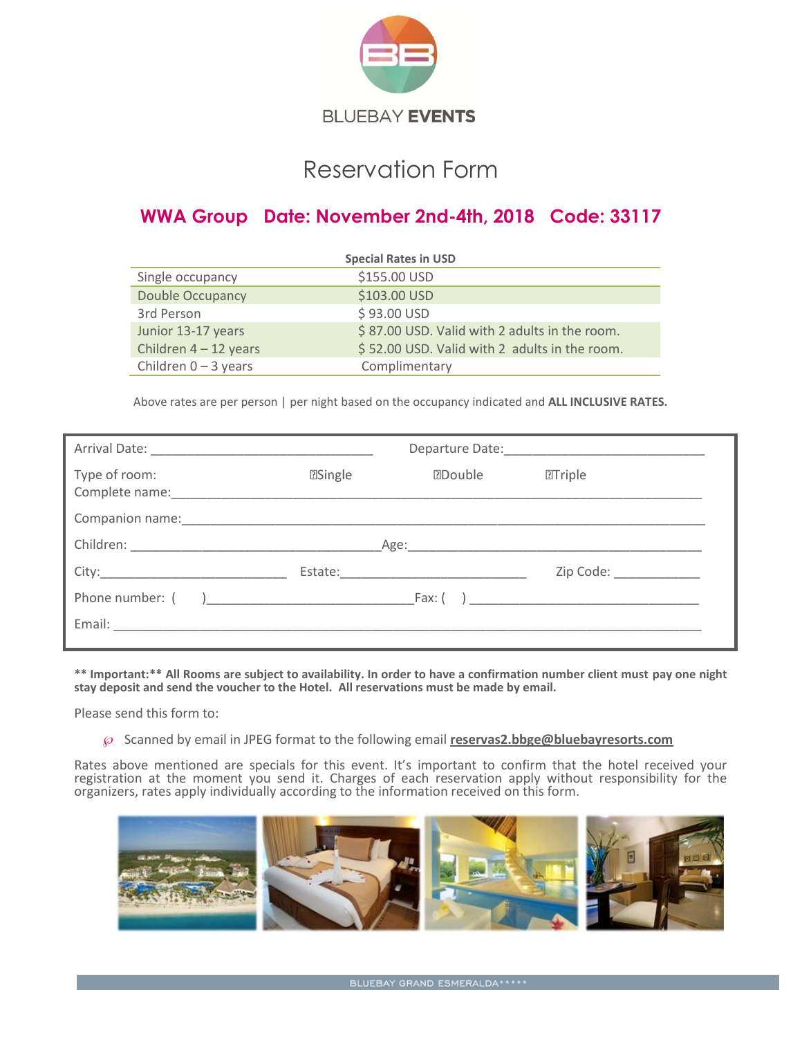BLUEBAY **EVENTS**

# Reservation Form

## WWA Group   Date: November 2nd-4th, 2018   Code: 33117

| Special Rates in USD | |
|---|---|
| Single occupancy | $155.00 USD |
| Double Occupancy | $103.00 USD |
| 3rd Person | $ 93.00 USD |
| Junior 13-17 years | $ 87.00 USD. Valid with 2 adults in the room. |
| Children 4 – 12 years | $ 52.00 USD. Valid with 2 adults in the room. |
| Children 0 – 3 years | Complimentary |

Above rates are per person | per night based on the occupancy indicated and **ALL INCLUSIVE RATES.**

Arrival Date: ______________________________ Departure Date: ____________________________

Type of room: ☐Single ☐Double ☐Triple

Complete name: ________________________________________________________________________

Companion name: ______________________________________________________________________

Children: __________________________________ Age: ________________________________________

City: _________________________ Estate: _________________________ Zip Code: ____________

Phone number: ( ) ____________________________ Fax: ( ) ______________________________

Email: ____________________________________________________________________________

**** Important:** All Rooms are subject to availability. In order to have a confirmation number client must pay one night stay deposit and send the voucher to the Hotel. All reservations must be made by email.**

Please send this form to:

- Scanned by email in JPEG format to the following email **reservas2.bbge@bluebayresorts.com**

Rates above mentioned are specials for this event. It's important to confirm that the hotel received your registration at the moment you send it. Charges of each reservation apply without responsibility for the organizers, rates apply individually according to the information received on this form.

BLUEBAY GRAND ESMERALDA*****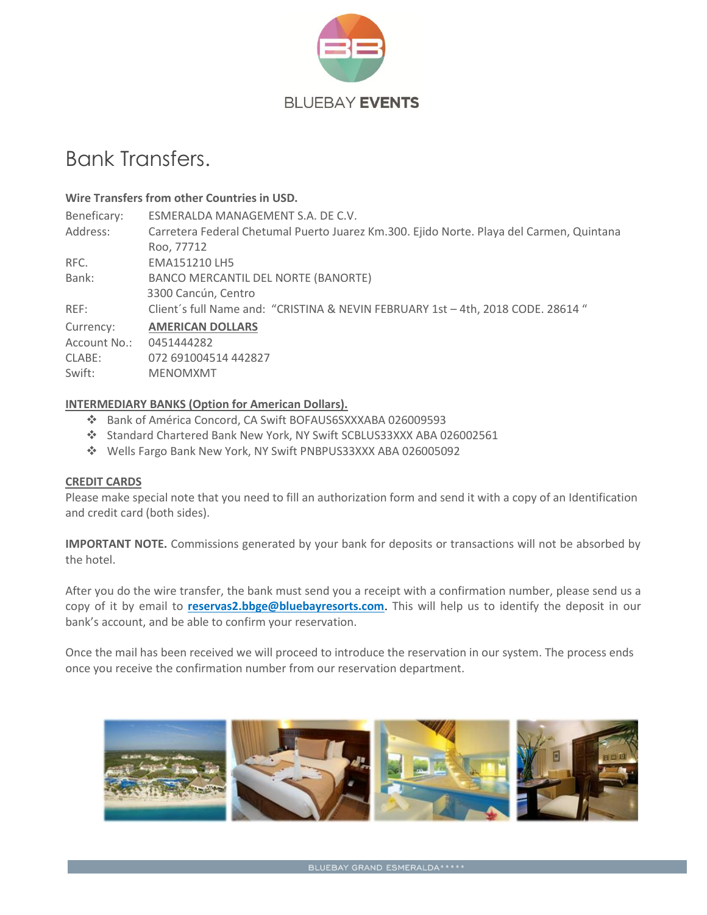BLUEBAY **EVENTS**

# Bank Transfers.

**Wire Transfers from other Countries in USD.**

| | |
|---|---|
| Beneficary: | ESMERALDA MANAGEMENT S.A. DE C.V. |
| Address: | Carretera Federal Chetumal Puerto Juarez Km.300. Ejido Norte. Playa del Carmen, Quintana Roo, 77712 |
| RFC. | EMA151210 LH5 |
| Bank: | BANCO MERCANTIL DEL NORTE (BANORTE)<br>3300 Cancún, Centro |
| REF: | Client´s full Name and: "CRISTINA & NEVIN FEBRUARY 1st – 4th, 2018 CODE. 28614 " |
| Currency: | **AMERICAN DOLLARS** |
| Account No.: | 0451444282 |
| CLABE: | 072 691004514 442827 |
| Swift: | MENOMXMT |

**INTERMEDIARY BANKS (Option for American Dollars).**

- Bank of América Concord, CA Swift BOFAUS6SXXXABA 026009593
- Standard Chartered Bank New York, NY Swift SCBLUS33XXX ABA 026002561
- Wells Fargo Bank New York, NY Swift PNBPUS33XXX ABA 026005092

**CREDIT CARDS**

Please make special note that you need to fill an authorization form and send it with a copy of an Identification and credit card (both sides).

**IMPORTANT NOTE.** Commissions generated by your bank for deposits or transactions will not be absorbed by the hotel.

After you do the wire transfer, the bank must send you a receipt with a confirmation number, please send us a copy of it by email to **reservas2.bbge@bluebayresorts.com**. This will help us to identify the deposit in our bank's account, and be able to confirm your reservation.

Once the mail has been received we will proceed to introduce the reservation in our system. The process ends once you receive the confirmation number from our reservation department.

BLUEBAY GRAND ESMERALDA*****